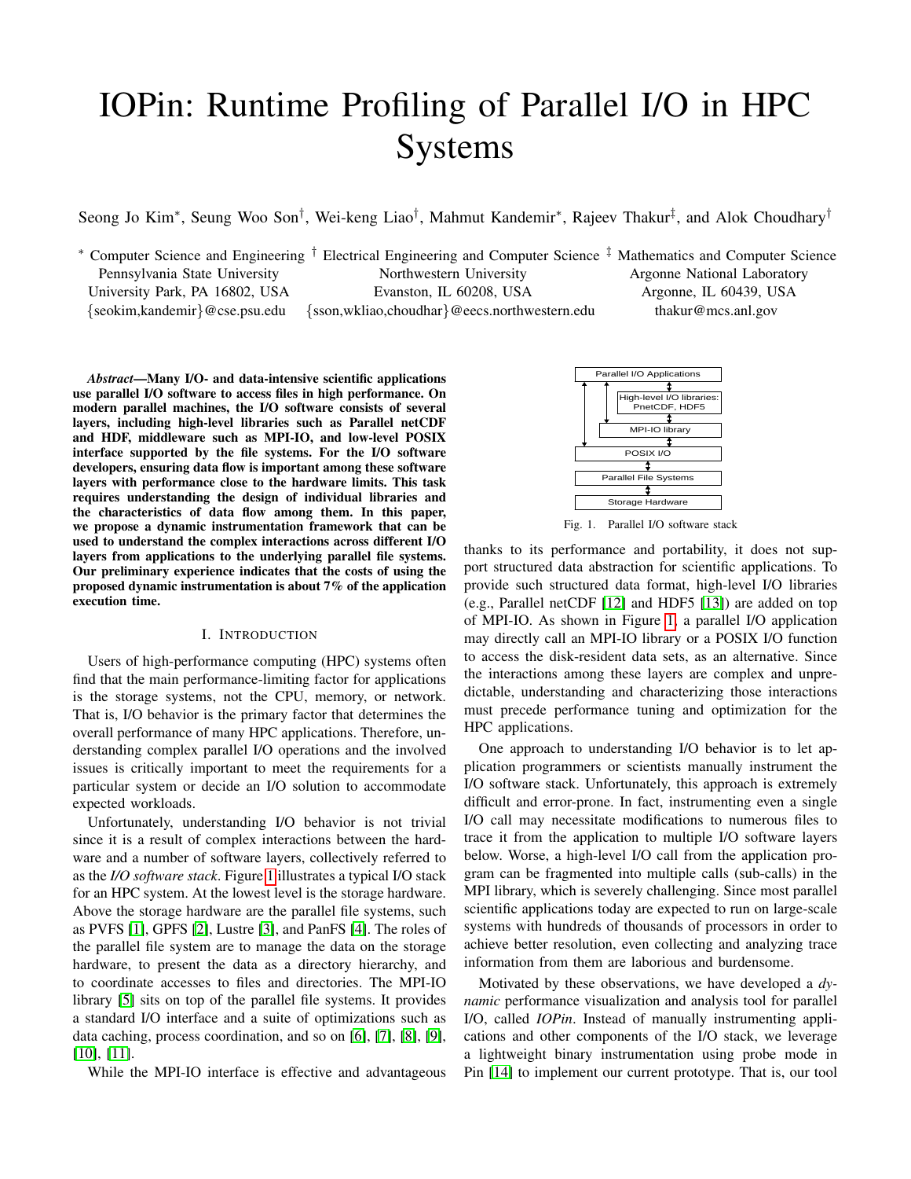# IOPin: Runtime Profiling of Parallel I/O in HPC Systems

Seong Jo Kim[*], Seung Woo Son[†], Wei-keng Liao[†], Mahmut Kandemir[*], Rajeev Thakur[‡], and Alok Choudhary[†]

[*] Computer Science and Engineering, Pennsylvania State University, University Park, PA 16802, USA, {seokim,kandemir}@cse.psu.edu

[†] Electrical Engineering and Computer Science, Northwestern University, Evanston, IL 60208, USA, {sson,wkliao,choudhar}@eecs.northwestern.edu

[‡] Mathematics and Computer Science, Argonne National Laboratory, Argonne, IL 60439, USA, thakur@mcs.anl.gov

***Abstract*—Many I/O- and data-intensive scientific applications use parallel I/O software to access files in high performance. On modern parallel machines, the I/O software consists of several layers, including high-level libraries such as Parallel netCDF and HDF, middleware such as MPI-IO, and low-level POSIX interface supported by the file systems. For the I/O software developers, ensuring data flow is important among these software layers with performance close to the hardware limits. This task requires understanding the design of individual libraries and the characteristics of data flow among them. In this paper, we propose a dynamic instrumentation framework that can be used to understand the complex interactions across different I/O layers from applications to the underlying parallel file systems. Our preliminary experience indicates that the costs of using the proposed dynamic instrumentation is about 7% of the application execution time.**

## I. Introduction

Users of high-performance computing (HPC) systems often find that the main performance-limiting factor for applications is the storage systems, not the CPU, memory, or network. That is, I/O behavior is the primary factor that determines the overall performance of many HPC applications. Therefore, understanding complex parallel I/O operations and the involved issues is critically important to meet the requirements for a particular system or decide an I/O solution to accommodate expected workloads.

Unfortunately, understanding I/O behavior is not trivial since it is a result of complex interactions between the hardware and a number of software layers, collectively referred to as the *I/O software stack*. Figure 1 illustrates a typical I/O stack for an HPC system. At the lowest level is the storage hardware. Above the storage hardware are the parallel file systems, such as PVFS [1], GPFS [2], Lustre [3], and PanFS [4]. The roles of the parallel file system are to manage the data on the storage hardware, to present the data as a directory hierarchy, and to coordinate accesses to files and directories. The MPI-IO library [5] sits on top of the parallel file systems. It provides a standard I/O interface and a suite of optimizations such as data caching, process coordination, and so on [6], [7], [8], [9], [10], [11].

| Parallel I/O Applications |
|---|
| High-level I/O libraries: PnetCDF, HDF5 |
| MPI-IO library |
| POSIX I/O |
| Parallel File Systems |
| Storage Hardware |

Fig. 1. Parallel I/O software stack

While the MPI-IO interface is effective and advantageous thanks to its performance and portability, it does not support structured data abstraction for scientific applications. To provide such structured data format, high-level I/O libraries (e.g., Parallel netCDF [12] and HDF5 [13]) are added on top of MPI-IO. As shown in Figure 1, a parallel I/O application may directly call an MPI-IO library or a POSIX I/O function to access the disk-resident data sets, as an alternative. Since the interactions among these layers are complex and unpredictable, understanding and characterizing those interactions must precede performance tuning and optimization for the HPC applications.

One approach to understanding I/O behavior is to let application programmers or scientists manually instrument the I/O software stack. Unfortunately, this approach is extremely difficult and error-prone. In fact, instrumenting even a single I/O call may necessitate modifications to numerous files to trace it from the application to multiple I/O software layers below. Worse, a high-level I/O call from the application program can be fragmented into multiple calls (sub-calls) in the MPI library, which is severely challenging. Since most parallel scientific applications today are expected to run on large-scale systems with hundreds of thousands of processors in order to achieve better resolution, even collecting and analyzing trace information from them are laborious and burdensome.

Motivated by these observations, we have developed a *dynamic* performance visualization and analysis tool for parallel I/O, called *IOPin*. Instead of manually instrumenting applications and other components of the I/O stack, we leverage a lightweight binary instrumentation using probe mode in Pin [14] to implement our current prototype. That is, our tool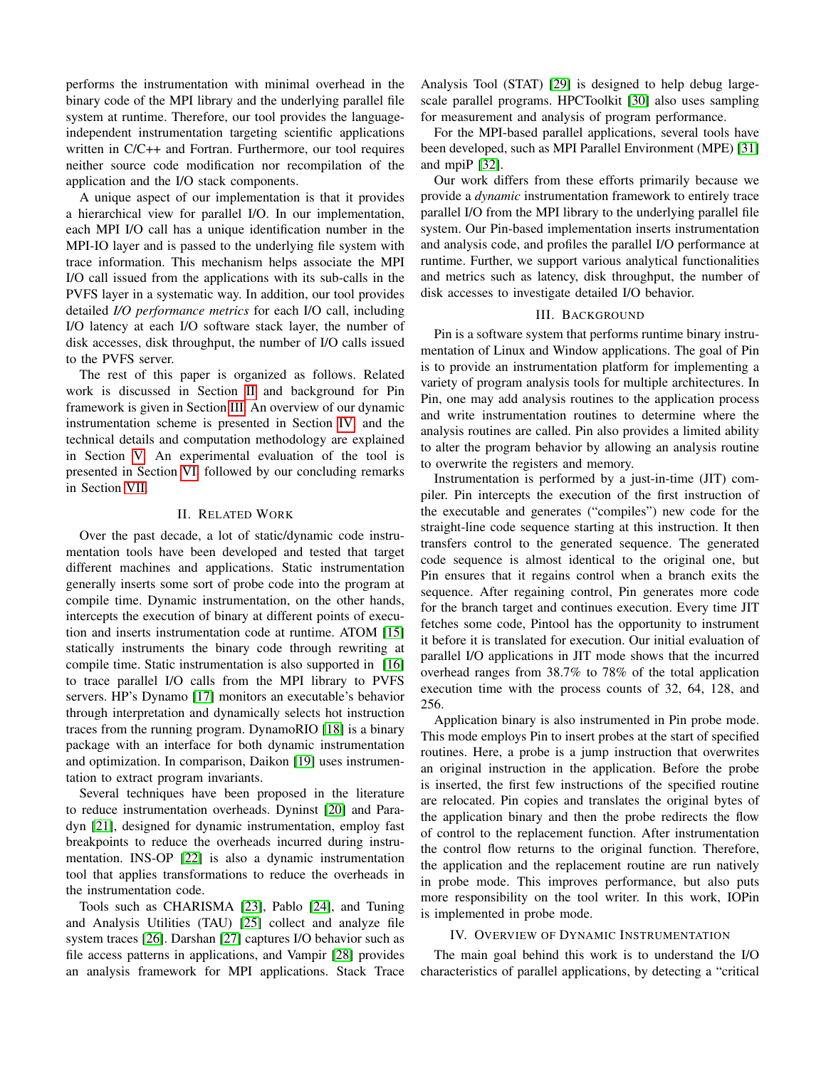performs the instrumentation with minimal overhead in the binary code of the MPI library and the underlying parallel file system at runtime. Therefore, our tool provides the language-independent instrumentation targeting scientific applications written in C/C++ and Fortran. Furthermore, our tool requires neither source code modification nor recompilation of the application and the I/O stack components.

A unique aspect of our implementation is that it provides a hierarchical view for parallel I/O. In our implementation, each MPI I/O call has a unique identification number in the MPI-IO layer and is passed to the underlying file system with trace information. This mechanism helps associate the MPI I/O call issued from the applications with its sub-calls in the PVFS layer in a systematic way. In addition, our tool provides detailed *I/O performance metrics* for each I/O call, including I/O latency at each I/O software stack layer, the number of disk accesses, disk throughput, the number of I/O calls issued to the PVFS server.

The rest of this paper is organized as follows. Related work is discussed in Section II and background for Pin framework is given in Section III. An overview of our dynamic instrumentation scheme is presented in Section IV, and the technical details and computation methodology are explained in Section V. An experimental evaluation of the tool is presented in Section VI, followed by our concluding remarks in Section VII.

## II. Related Work

Over the past decade, a lot of static/dynamic code instrumentation tools have been developed and tested that target different machines and applications. Static instrumentation generally inserts some sort of probe code into the program at compile time. Dynamic instrumentation, on the other hands, intercepts the execution of binary at different points of execution and inserts instrumentation code at runtime. ATOM [15] statically instruments the binary code through rewriting at compile time. Static instrumentation is also supported in [16] to trace parallel I/O calls from the MPI library to PVFS servers. HP's Dynamo [17] monitors an executable's behavior through interpretation and dynamically selects hot instruction traces from the running program. DynamoRIO [18] is a binary package with an interface for both dynamic instrumentation and optimization. In comparison, Daikon [19] uses instrumentation to extract program invariants.

Several techniques have been proposed in the literature to reduce instrumentation overheads. Dyninst [20] and Paradyn [21], designed for dynamic instrumentation, employ fast breakpoints to reduce the overheads incurred during instrumentation. INS-OP [22] is also a dynamic instrumentation tool that applies transformations to reduce the overheads in the instrumentation code.

Tools such as CHARISMA [23], Pablo [24], and Tuning and Analysis Utilities (TAU) [25] collect and analyze file system traces [26]. Darshan [27] captures I/O behavior such as file access patterns in applications, and Vampir [28] provides an analysis framework for MPI applications. Stack Trace Analysis Tool (STAT) [29] is designed to help debug large-scale parallel programs. HPCToolkit [30] also uses sampling for measurement and analysis of program performance.

For the MPI-based parallel applications, several tools have been developed, such as MPI Parallel Environment (MPE) [31] and mpiP [32].

Our work differs from these efforts primarily because we provide a *dynamic* instrumentation framework to entirely trace parallel I/O from the MPI library to the underlying parallel file system. Our Pin-based implementation inserts instrumentation and analysis code, and profiles the parallel I/O performance at runtime. Further, we support various analytical functionalities and metrics such as latency, disk throughput, the number of disk accesses to investigate detailed I/O behavior.

## III. Background

Pin is a software system that performs runtime binary instrumentation of Linux and Window applications. The goal of Pin is to provide an instrumentation platform for implementing a variety of program analysis tools for multiple architectures. In Pin, one may add analysis routines to the application process and write instrumentation routines to determine where the analysis routines are called. Pin also provides a limited ability to alter the program behavior by allowing an analysis routine to overwrite the registers and memory.

Instrumentation is performed by a just-in-time (JIT) compiler. Pin intercepts the execution of the first instruction of the executable and generates ("compiles") new code for the straight-line code sequence starting at this instruction. It then transfers control to the generated sequence. The generated code sequence is almost identical to the original one, but Pin ensures that it regains control when a branch exits the sequence. After regaining control, Pin generates more code for the branch target and continues execution. Every time JIT fetches some code, Pintool has the opportunity to instrument it before it is translated for execution. Our initial evaluation of parallel I/O applications in JIT mode shows that the incurred overhead ranges from 38.7% to 78% of the total application execution time with the process counts of 32, 64, 128, and 256.

Application binary is also instrumented in Pin probe mode. This mode employs Pin to insert probes at the start of specified routines. Here, a probe is a jump instruction that overwrites an original instruction in the application. Before the probe is inserted, the first few instructions of the specified routine are relocated. Pin copies and translates the original bytes of the application binary and then the probe redirects the flow of control to the replacement function. After instrumentation the control flow returns to the original function. Therefore, the application and the replacement routine are run natively in probe mode. This improves performance, but also puts more responsibility on the tool writer. In this work, IOPin is implemented in probe mode.

## IV. Overview of Dynamic Instrumentation

The main goal behind this work is to understand the I/O characteristics of parallel applications, by detecting a "critical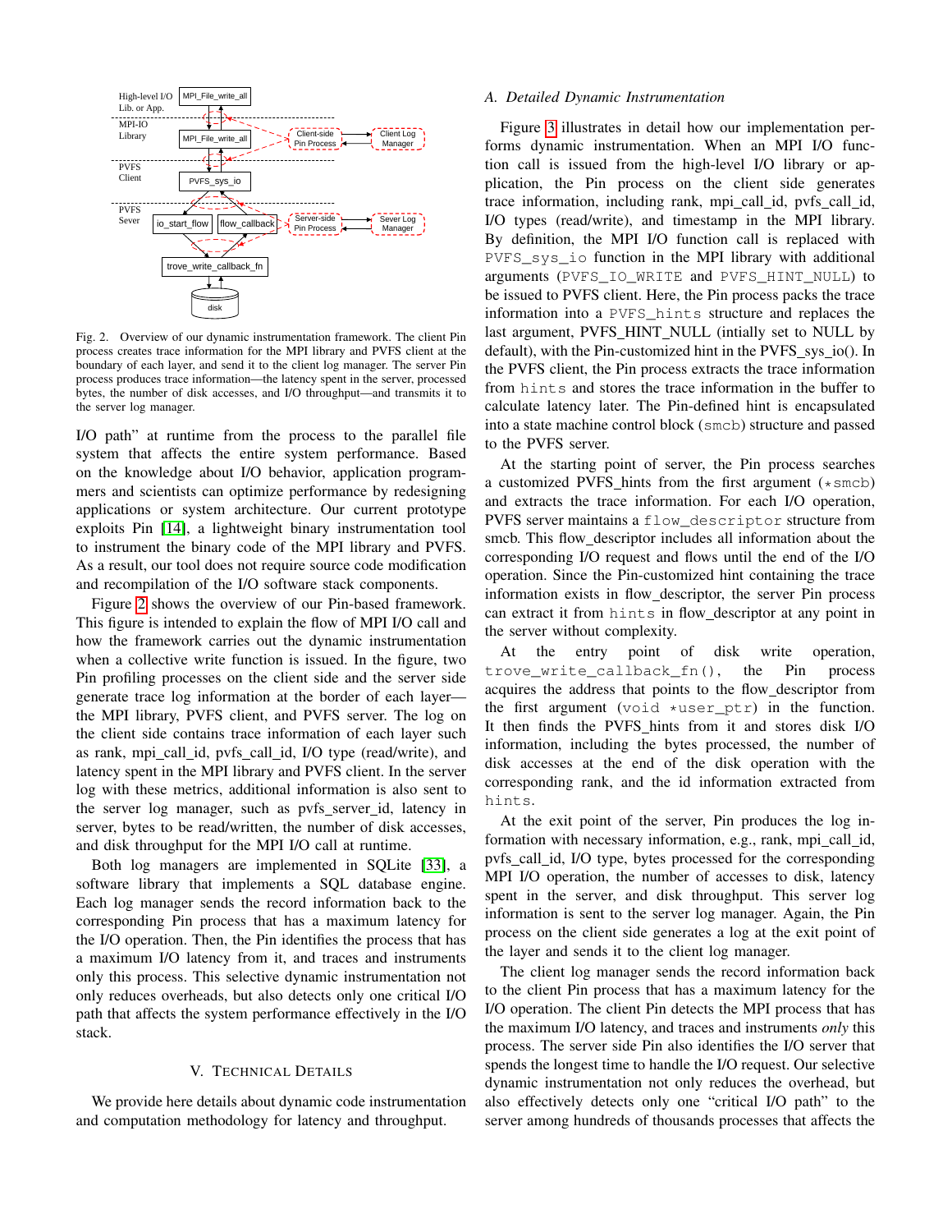Fig. 2. Overview of our dynamic instrumentation framework. The client Pin process creates trace information for the MPI library and PVFS client at the boundary of each layer, and send it to the client log manager. The server Pin process produces trace information—the latency spent in the server, processed bytes, the number of disk accesses, and I/O throughput—and transmits it to the server log manager.

I/O path" at runtime from the process to the parallel file system that affects the entire system performance. Based on the knowledge about I/O behavior, application programmers and scientists can optimize performance by redesigning applications or system architecture. Our current prototype exploits Pin [14], a lightweight binary instrumentation tool to instrument the binary code of the MPI library and PVFS. As a result, our tool does not require source code modification and recompilation of the I/O software stack components.

Figure 2 shows the overview of our Pin-based framework. This figure is intended to explain the flow of MPI I/O call and how the framework carries out the dynamic instrumentation when a collective write function is issued. In the figure, two Pin profiling processes on the client side and the server side generate trace log information at the border of each layer—the MPI library, PVFS client, and PVFS server. The log on the client side contains trace information of each layer such as rank, mpi_call_id, pvfs_call_id, I/O type (read/write), and latency spent in the MPI library and PVFS client. In the server log with these metrics, additional information is also sent to the server log manager, such as pvfs_server_id, latency in server, bytes to be read/written, the number of disk accesses, and disk throughput for the MPI I/O call at runtime.

Both log managers are implemented in SQLite [33], a software library that implements a SQL database engine. Each log manager sends the record information back to the corresponding Pin process that has a maximum latency for the I/O operation. Then, the Pin identifies the process that has a maximum I/O latency from it, and traces and instruments only this process. This selective dynamic instrumentation not only reduces overheads, but also detects only one critical I/O path that affects the system performance effectively in the I/O stack.

## V. Technical Details

We provide here details about dynamic code instrumentation and computation methodology for latency and throughput.

### A. Detailed Dynamic Instrumentation

Figure 3 illustrates in detail how our implementation performs dynamic instrumentation. When an MPI I/O function call is issued from the high-level I/O library or application, the Pin process on the client side generates trace information, including rank, mpi_call_id, pvfs_call_id, I/O types (read/write), and timestamp in the MPI library. By definition, the MPI I/O function call is replaced with `PVFS_sys_io` function in the MPI library with additional arguments (`PVFS_IO_WRITE` and `PVFS_HINT_NULL`) to be issued to PVFS client. Here, the Pin process packs the trace information into a `PVFS_hints` structure and replaces the last argument, PVFS_HINT_NULL (intially set to NULL by default), with the Pin-customized hint in the PVFS_sys_io(). In the PVFS client, the Pin process extracts the trace information from `hints` and stores the trace information in the buffer to calculate latency later. The Pin-defined hint is encapsulated into a state machine control block (`smcb`) structure and passed to the PVFS server.

At the starting point of server, the Pin process searches a customized PVFS_hints from the first argument (`*smcb`) and extracts the trace information. For each I/O operation, PVFS server maintains a `flow_descriptor` structure from smcb. This flow_descriptor includes all information about the corresponding I/O request and flows until the end of the I/O operation. Since the Pin-customized hint containing the trace information exists in flow_descriptor, the server Pin process can extract it from `hints` in flow_descriptor at any point in the server without complexity.

At the entry point of disk write operation, `trove_write_callback_fn()`, the Pin process acquires the address that points to the flow_descriptor from the first argument (`void *user_ptr`) in the function. It then finds the PVFS_hints from it and stores disk I/O information, including the bytes processed, the number of disk accesses at the end of the disk operation with the corresponding rank, and the id information extracted from `hints`.

At the exit point of the server, Pin produces the log information with necessary information, e.g., rank, mpi_call_id, pvfs_call_id, I/O type, bytes processed for the corresponding MPI I/O operation, the number of accesses to disk, latency spent in the server, and disk throughput. This server log information is sent to the server log manager. Again, the Pin process on the client side generates a log at the exit point of the layer and sends it to the client log manager.

The client log manager sends the record information back to the client Pin process that has a maximum latency for the I/O operation. The client Pin detects the MPI process that has the maximum I/O latency, and traces and instruments *only* this process. The server side Pin also identifies the I/O server that spends the longest time to handle the I/O request. Our selective dynamic instrumentation not only reduces the overhead, but also effectively detects only one "critical I/O path" to the server among hundreds of thousands processes that affects the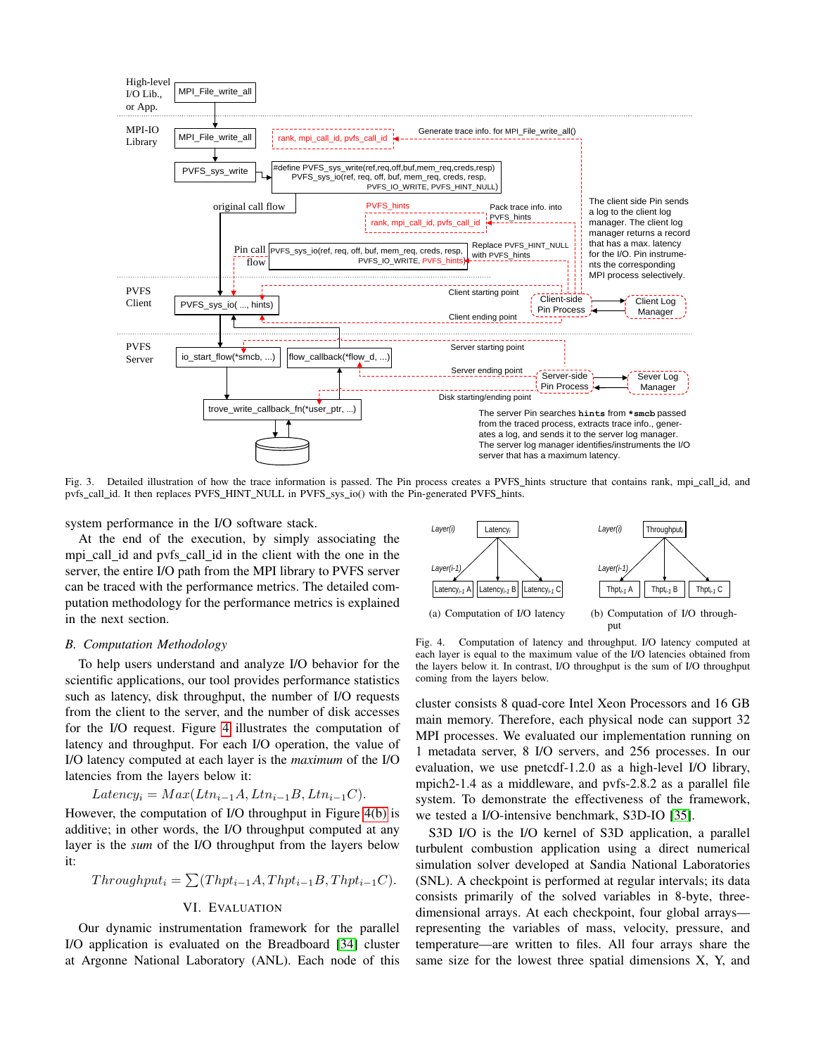Fig. 3. Detailed illustration of how the trace information is passed. The Pin process creates a PVFS_hints structure that contains rank, mpi_call_id, and pvfs_call_id. It then replaces PVFS_HINT_NULL in PVFS_sys_io() with the Pin-generated PVFS_hints.

system performance in the I/O software stack.

At the end of the execution, by simply associating the mpi_call_id and pvfs_call_id in the client with the one in the server, the entire I/O path from the MPI library to PVFS server can be traced with the performance metrics. The detailed computation methodology for the performance metrics is explained in the next section.

### *B. Computation Methodology*

To help users understand and analyze I/O behavior for the scientific applications, our tool provides performance statistics such as latency, disk throughput, the number of I/O requests from the client to the server, and the number of disk accesses for the I/O request. Figure 4 illustrates the computation of latency and throughput. For each I/O operation, the value of I/O latency computed at each layer is the *maximum* of the I/O latencies from the layers below it:

$$Latency_i = Max(Ltn_{i-1}A, Ltn_{i-1}B, Ltn_{i-1}C).$$

However, the computation of I/O throughput in Figure 4(b) is additive; in other words, the I/O throughput computed at any layer is the *sum* of the I/O throughput from the layers below it:

$$Throughput_i = \sum(Thpt_{i-1}A, Thpt_{i-1}B, Thpt_{i-1}C).$$

## VI. Evaluation

Our dynamic instrumentation framework for the parallel I/O application is evaluated on the Breadboard [34] cluster at Argonne National Laboratory (ANL). Each node of this cluster consists 8 quad-core Intel Xeon Processors and 16 GB main memory. Therefore, each physical node can support 32 MPI processes. We evaluated our implementation running on 1 metadata server, 8 I/O servers, and 256 processes. In our evaluation, we use pnetcdf-1.2.0 as a high-level I/O library, mpich2-1.4 as a middleware, and pvfs-2.8.2 as a parallel file system. To demonstrate the effectiveness of the framework, we tested a I/O-intensive benchmark, S3D-IO [35].

(a) Computation of I/O latency

(b) Computation of I/O throughput

Fig. 4. Computation of latency and throughput. I/O latency computed at each layer is equal to the maximum value of the I/O latencies obtained from the layers below it. In contrast, I/O throughput is the sum of I/O throughput coming from the layers below.

S3D I/O is the I/O kernel of S3D application, a parallel turbulent combustion application using a direct numerical simulation solver developed at Sandia National Laboratories (SNL). A checkpoint is performed at regular intervals; its data consists primarily of the solved variables in 8-byte, three-dimensional arrays. At each checkpoint, four global arrays—representing the variables of mass, velocity, pressure, and temperature—are written to files. All four arrays share the same size for the lowest three spatial dimensions X, Y, and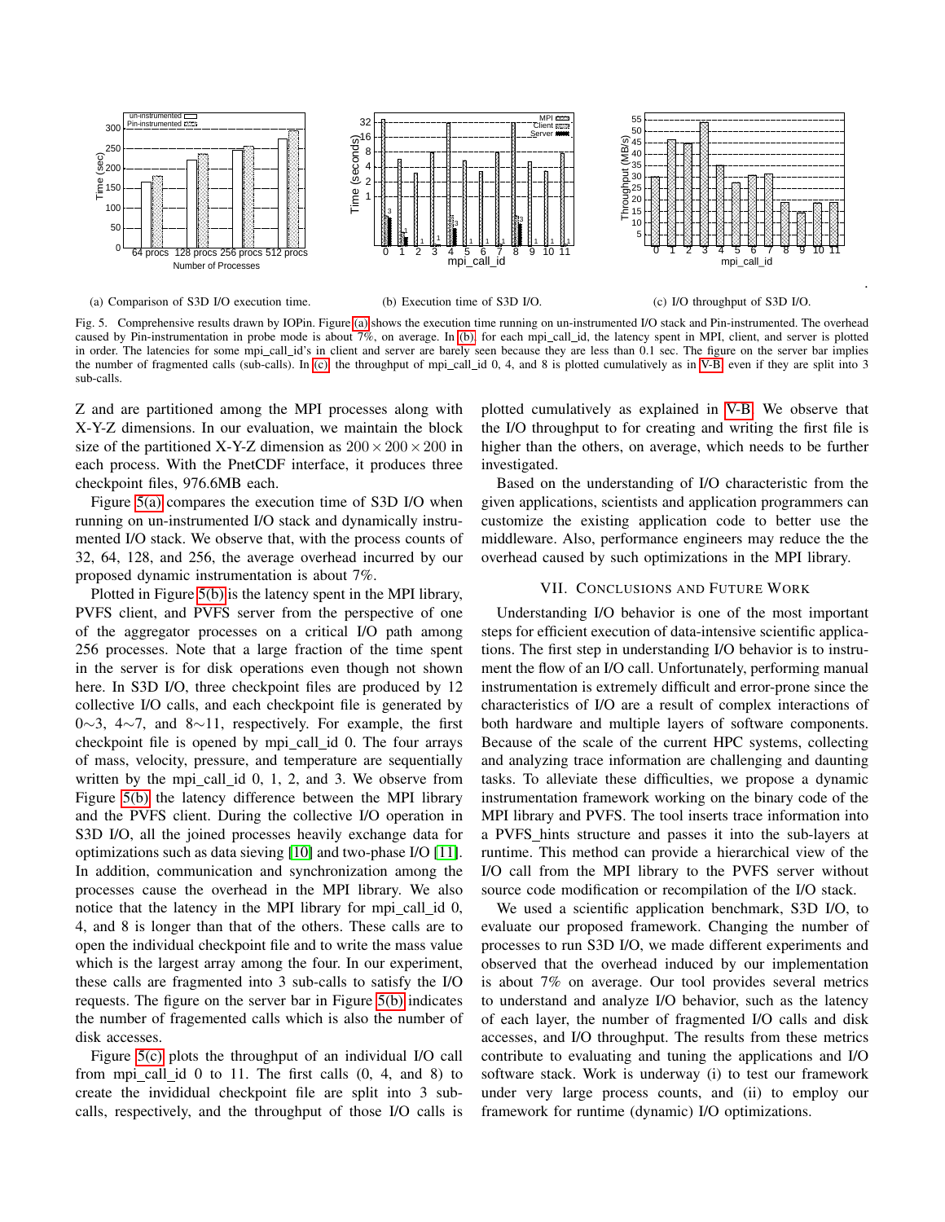(a) Comparison of S3D I/O execution time.

(b) Execution time of S3D I/O.

(c) I/O throughput of S3D I/O.

Fig. 5. Comprehensive results drawn by IOPin. Figure (a) shows the execution time running on un-instrumented I/O stack and Pin-instrumented. The overhead caused by Pin-instrumentation in probe mode is about 7%, on average. In (b), for each mpi_call_id, the latency spent in MPI, client, and server is plotted in order. The latencies for some mpi_call_id's in client and server are barely seen because they are less than 0.1 sec. The figure on the server bar implies the number of fragmented calls (sub-calls). In (c), the throughput of mpi_call_id 0, 4, and 8 is plotted cumulatively as in V-B, even if they are split into 3 sub-calls.

Z and are partitioned among the MPI processes along with X-Y-Z dimensions. In our evaluation, we maintain the block size of the partitioned X-Y-Z dimension as $200 \times 200 \times 200$ in each process. With the PnetCDF interface, it produces three checkpoint files, 976.6MB each.

Figure 5(a) compares the execution time of S3D I/O when running on un-instrumented I/O stack and dynamically instrumented I/O stack. We observe that, with the process counts of 32, 64, 128, and 256, the average overhead incurred by our proposed dynamic instrumentation is about 7%.

Plotted in Figure 5(b) is the latency spent in the MPI library, PVFS client, and PVFS server from the perspective of one of the aggregator processes on a critical I/O path among 256 processes. Note that a large fraction of the time spent in the server is for disk operations even though not shown here. In S3D I/O, three checkpoint files are produced by 12 collective I/O calls, and each checkpoint file is generated by 0∼3, 4∼7, and 8∼11, respectively. For example, the first checkpoint file is opened by mpi_call_id 0. The four arrays of mass, velocity, pressure, and temperature are sequentially written by the mpi_call_id 0, 1, 2, and 3. We observe from Figure 5(b) the latency difference between the MPI library and the PVFS client. During the collective I/O operation in S3D I/O, all the joined processes heavily exchange data for optimizations such as data sieving [10] and two-phase I/O [11]. In addition, communication and synchronization among the processes cause the overhead in the MPI library. We also notice that the latency in the MPI library for mpi_call_id 0, 4, and 8 is longer than that of the others. These calls are to open the individual checkpoint file and to write the mass value which is the largest array among the four. In our experiment, these calls are fragmented into 3 sub-calls to satisfy the I/O requests. The figure on the server bar in Figure 5(b) indicates the number of fragemented calls which is also the number of disk accesses.

Figure 5(c) plots the throughput of an individual I/O call from mpi_call_id 0 to 11. The first calls (0, 4, and 8) to create the invididual checkpoint file are split into 3 sub-calls, respectively, and the throughput of those I/O calls is plotted cumulatively as explained in V-B. We observe that the I/O throughput to for creating and writing the first file is higher than the others, on average, which needs to be further investigated.

Based on the understanding of I/O characteristic from the given applications, scientists and application programmers can customize the existing application code to better use the middleware. Also, performance engineers may reduce the the overhead caused by such optimizations in the MPI library.

## VII. Conclusions and Future Work

Understanding I/O behavior is one of the most important steps for efficient execution of data-intensive scientific applications. The first step in understanding I/O behavior is to instrument the flow of an I/O call. Unfortunately, performing manual instrumentation is extremely difficult and error-prone since the characteristics of I/O are a result of complex interactions of both hardware and multiple layers of software components. Because of the scale of the current HPC systems, collecting and analyzing trace information are challenging and daunting tasks. To alleviate these difficulties, we propose a dynamic instrumentation framework working on the binary code of the MPI library and PVFS. The tool inserts trace information into a PVFS_hints structure and passes it into the sub-layers at runtime. This method can provide a hierarchical view of the I/O call from the MPI library to the PVFS server without source code modification or recompilation of the I/O stack.

We used a scientific application benchmark, S3D I/O, to evaluate our proposed framework. Changing the number of processes to run S3D I/O, we made different experiments and observed that the overhead induced by our implementation is about 7% on average. Our tool provides several metrics to understand and analyze I/O behavior, such as the latency of each layer, the number of fragmented I/O calls and disk accesses, and I/O throughput. The results from these metrics contribute to evaluating and tuning the applications and I/O software stack. Work is underway (i) to test our framework under very large process counts, and (ii) to employ our framework for runtime (dynamic) I/O optimizations.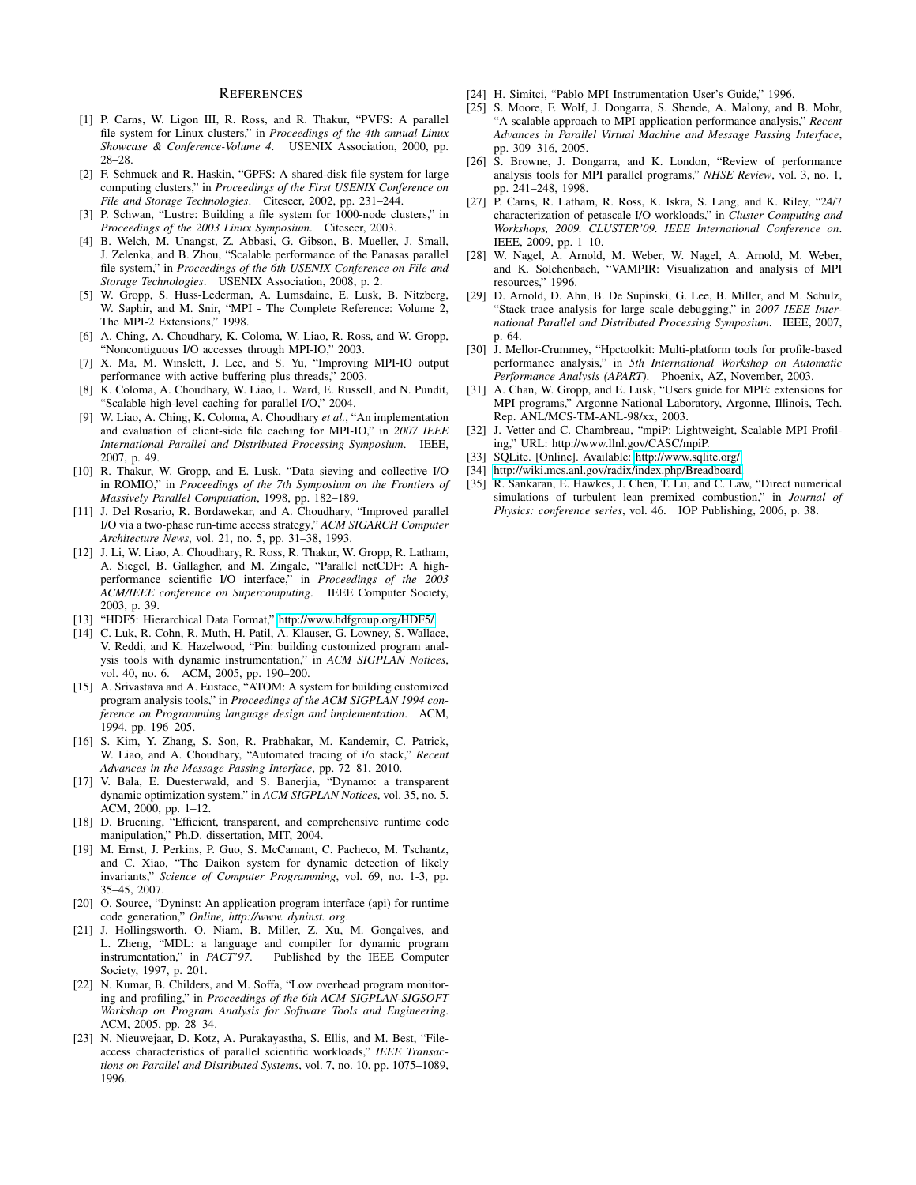## References

[1] P. Carns, W. Ligon III, R. Ross, and R. Thakur, "PVFS: A parallel file system for Linux clusters," in *Proceedings of the 4th annual Linux Showcase & Conference-Volume 4*. USENIX Association, 2000, pp. 28–28.

[2] F. Schmuck and R. Haskin, "GPFS: A shared-disk file system for large computing clusters," in *Proceedings of the First USENIX Conference on File and Storage Technologies*. Citeseer, 2002, pp. 231–244.

[3] P. Schwan, "Lustre: Building a file system for 1000-node clusters," in *Proceedings of the 2003 Linux Symposium*. Citeseer, 2003.

[4] B. Welch, M. Unangst, Z. Abbasi, G. Gibson, B. Mueller, J. Small, J. Zelenka, and B. Zhou, "Scalable performance of the Panasas parallel file system," in *Proceedings of the 6th USENIX Conference on File and Storage Technologies*. USENIX Association, 2008, p. 2.

[5] W. Gropp, S. Huss-Lederman, A. Lumsdaine, E. Lusk, B. Nitzberg, W. Saphir, and M. Snir, "MPI - The Complete Reference: Volume 2, The MPI-2 Extensions," 1998.

[6] A. Ching, A. Choudhary, K. Coloma, W. Liao, R. Ross, and W. Gropp, "Noncontiguous I/O accesses through MPI-IO," 2003.

[7] X. Ma, M. Winslett, J. Lee, and S. Yu, "Improving MPI-IO output performance with active buffering plus threads," 2003.

[8] K. Coloma, A. Choudhary, W. Liao, L. Ward, E. Russell, and N. Pundit, "Scalable high-level caching for parallel I/O," 2004.

[9] W. Liao, A. Ching, K. Coloma, A. Choudhary *et al.*, "An implementation and evaluation of client-side file caching for MPI-IO," in *2007 IEEE International Parallel and Distributed Processing Symposium*. IEEE, 2007, p. 49.

[10] R. Thakur, W. Gropp, and E. Lusk, "Data sieving and collective I/O in ROMIO," in *Proceedings of the 7th Symposium on the Frontiers of Massively Parallel Computation*, 1998, pp. 182–189.

[11] J. Del Rosario, R. Bordawekar, and A. Choudhary, "Improved parallel I/O via a two-phase run-time access strategy," *ACM SIGARCH Computer Architecture News*, vol. 21, no. 5, pp. 31–38, 1993.

[12] J. Li, W. Liao, A. Choudhary, R. Ross, R. Thakur, W. Gropp, R. Latham, A. Siegel, B. Gallagher, and M. Zingale, "Parallel netCDF: A high-performance scientific I/O interface," in *Proceedings of the 2003 ACM/IEEE conference on Supercomputing*. IEEE Computer Society, 2003, p. 39.

[13] "HDF5: Hierarchical Data Format," http://www.hdfgroup.org/HDF5/

[14] C. Luk, R. Cohn, R. Muth, H. Patil, A. Klauser, G. Lowney, S. Wallace, V. Reddi, and K. Hazelwood, "Pin: building customized program analysis tools with dynamic instrumentation," in *ACM SIGPLAN Notices*, vol. 40, no. 6. ACM, 2005, pp. 190–200.

[15] A. Srivastava and A. Eustace, "ATOM: A system for building customized program analysis tools," in *Proceedings of the ACM SIGPLAN 1994 conference on Programming language design and implementation*. ACM, 1994, pp. 196–205.

[16] S. Kim, Y. Zhang, S. Son, R. Prabhakar, M. Kandemir, C. Patrick, W. Liao, and A. Choudhary, "Automated tracing of i/o stack," *Recent Advances in the Message Passing Interface*, pp. 72–81, 2010.

[17] V. Bala, E. Duesterwald, and S. Banerjia, "Dynamo: a transparent dynamic optimization system," in *ACM SIGPLAN Notices*, vol. 35, no. 5. ACM, 2000, pp. 1–12.

[18] D. Bruening, "Efficient, transparent, and comprehensive runtime code manipulation," Ph.D. dissertation, MIT, 2004.

[19] M. Ernst, J. Perkins, P. Guo, S. McCamant, C. Pacheco, M. Tschantz, and C. Xiao, "The Daikon system for dynamic detection of likely invariants," *Science of Computer Programming*, vol. 69, no. 1-3, pp. 35–45, 2007.

[20] O. Source, "Dyninst: An application program interface (api) for runtime code generation," *Online, http://www. dyninst. org*.

[21] J. Hollingsworth, O. Niam, B. Miller, Z. Xu, M. Gonçalves, and L. Zheng, "MDL: a language and compiler for dynamic program instrumentation," in *PACT'97*. Published by the IEEE Computer Society, 1997, p. 201.

[22] N. Kumar, B. Childers, and M. Soffa, "Low overhead program monitoring and profiling," in *Proceedings of the 6th ACM SIGPLAN-SIGSOFT Workshop on Program Analysis for Software Tools and Engineering*. ACM, 2005, pp. 28–34.

[23] N. Nieuwejaar, D. Kotz, A. Purakayastha, S. Ellis, and M. Best, "File-access characteristics of parallel scientific workloads," *IEEE Transactions on Parallel and Distributed Systems*, vol. 7, no. 10, pp. 1075–1089, 1996.

[24] H. Simitci, "Pablo MPI Instrumentation User's Guide," 1996.

[25] S. Moore, F. Wolf, J. Dongarra, S. Shende, A. Malony, and B. Mohr, "A scalable approach to MPI application performance analysis," *Recent Advances in Parallel Virtual Machine and Message Passing Interface*, pp. 309–316, 2005.

[26] S. Browne, J. Dongarra, and K. London, "Review of performance analysis tools for MPI parallel programs," *NHSE Review*, vol. 3, no. 1, pp. 241–248, 1998.

[27] P. Carns, R. Latham, R. Ross, K. Iskra, S. Lang, and K. Riley, "24/7 characterization of petascale I/O workloads," in *Cluster Computing and Workshops, 2009. CLUSTER'09. IEEE International Conference on*. IEEE, 2009, pp. 1–10.

[28] W. Nagel, A. Arnold, M. Weber, W. Nagel, A. Arnold, M. Weber, and K. Solchenbach, "VAMPIR: Visualization and analysis of MPI resources," 1996.

[29] D. Arnold, D. Ahn, B. De Supinski, G. Lee, B. Miller, and M. Schulz, "Stack trace analysis for large scale debugging," in *2007 IEEE International Parallel and Distributed Processing Symposium*. IEEE, 2007, p. 64.

[30] J. Mellor-Crummey, "Hpctoolkit: Multi-platform tools for profile-based performance analysis," in *5th International Workshop on Automatic Performance Analysis (APART)*. Phoenix, AZ, November, 2003.

[31] A. Chan, W. Gropp, and E. Lusk, "Users guide for MPE: extensions for MPI programs," Argonne National Laboratory, Argonne, Illinois, Tech. Rep. ANL/MCS-TM-ANL-98/xx, 2003.

[32] J. Vetter and C. Chambreau, "mpiP: Lightweight, Scalable MPI Profiling," URL: http://www.llnl.gov/CASC/mpiP.

[33] SQLite. [Online]. Available: http://www.sqlite.org/

[34] http://wiki.mcs.anl.gov/radix/index.php/Breadboard

[35] R. Sankaran, E. Hawkes, J. Chen, T. Lu, and C. Law, "Direct numerical simulations of turbulent lean premixed combustion," in *Journal of Physics: conference series*, vol. 46. IOP Publishing, 2006, p. 38.